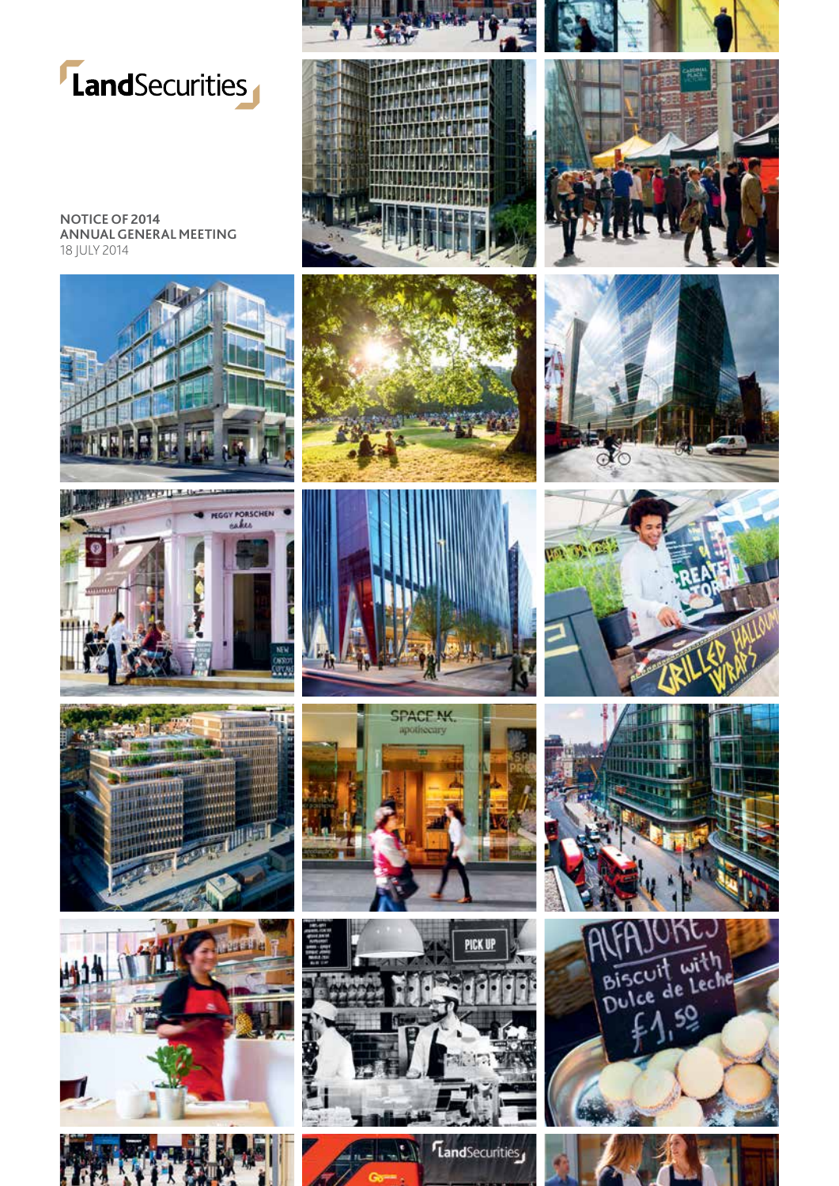LandSecurities

# NOTICE OF 2014 ANNUAL GENERAL MEETING

18 JULY 2014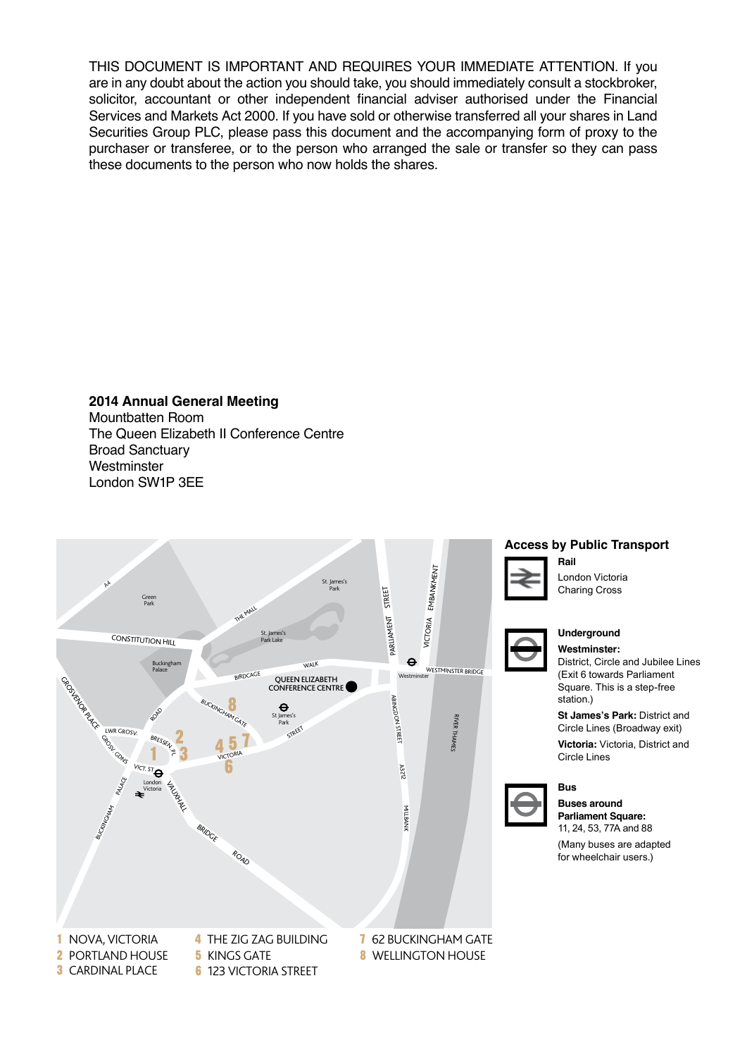THIS DOCUMENT IS IMPORTANT AND REQUIRES YOUR IMMEDIATE ATTENTION. If you are in any doubt about the action you should take, you should immediately consult a stockbroker, solicitor, accountant or other independent financial adviser authorised under the Financial Services and Markets Act 2000. If you have sold or otherwise transferred all your shares in Land Securities Group PLC, please pass this document and the accompanying form of proxy to the purchaser or transferee, or to the person who arranged the sale or transfer so they can pass these documents to the person who now holds the shares.

**2014 Annual General Meeting**
Mountbatten Room
The Queen Elizabeth II Conference Centre
Broad Sanctuary
Westminster
London SW1P 3EE

1 NOVA, VICTORIA
2 PORTLAND HOUSE
3 CARDINAL PLACE
4 THE ZIG ZAG BUILDING
5 KINGS GATE
6 123 VICTORIA STREET
7 62 BUCKINGHAM GATE
8 WELLINGTON HOUSE

## Access by Public Transport

**Rail**
London Victoria
Charing Cross

**Underground**

**Westminster:**
District, Circle and Jubilee Lines (Exit 6 towards Parliament Square. This is a step-free station.)

**St James's Park:** District and Circle Lines (Broadway exit)

**Victoria:** Victoria, District and Circle Lines

**Bus**

**Buses around Parliament Square:**
11, 24, 53, 77A and 88

(Many buses are adapted for wheelchair users.)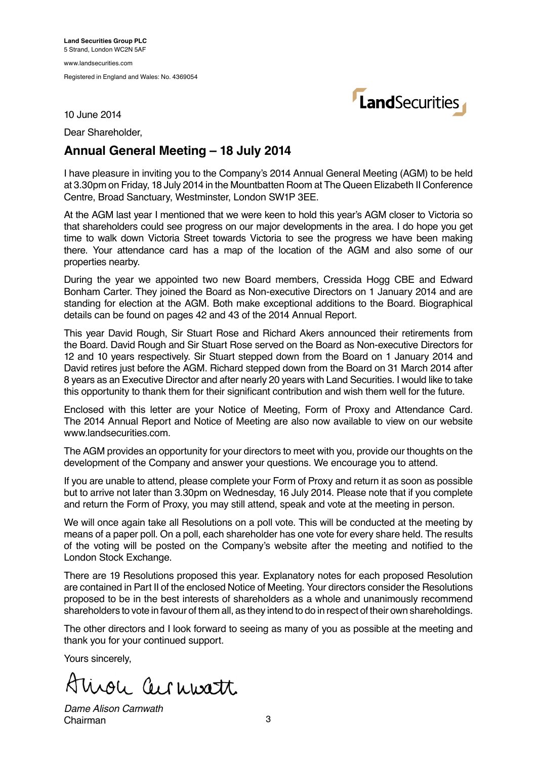**Land Securities Group PLC**
5 Strand, London WC2N 5AF

www.landsecurities.com

Registered in England and Wales: No. 4369054

10 June 2014

Dear Shareholder,

## Annual General Meeting – 18 July 2014

I have pleasure in inviting you to the Company's 2014 Annual General Meeting (AGM) to be held at 3.30pm on Friday, 18 July 2014 in the Mountbatten Room at The Queen Elizabeth II Conference Centre, Broad Sanctuary, Westminster, London SW1P 3EE.

At the AGM last year I mentioned that we were keen to hold this year's AGM closer to Victoria so that shareholders could see progress on our major developments in the area. I do hope you get time to walk down Victoria Street towards Victoria to see the progress we have been making there. Your attendance card has a map of the location of the AGM and also some of our properties nearby.

During the year we appointed two new Board members, Cressida Hogg CBE and Edward Bonham Carter. They joined the Board as Non-executive Directors on 1 January 2014 and are standing for election at the AGM. Both make exceptional additions to the Board. Biographical details can be found on pages 42 and 43 of the 2014 Annual Report.

This year David Rough, Sir Stuart Rose and Richard Akers announced their retirements from the Board. David Rough and Sir Stuart Rose served on the Board as Non-executive Directors for 12 and 10 years respectively. Sir Stuart stepped down from the Board on 1 January 2014 and David retires just before the AGM. Richard stepped down from the Board on 31 March 2014 after 8 years as an Executive Director and after nearly 20 years with Land Securities. I would like to take this opportunity to thank them for their significant contribution and wish them well for the future.

Enclosed with this letter are your Notice of Meeting, Form of Proxy and Attendance Card. The 2014 Annual Report and Notice of Meeting are also now available to view on our website www.landsecurities.com.

The AGM provides an opportunity for your directors to meet with you, provide our thoughts on the development of the Company and answer your questions. We encourage you to attend.

If you are unable to attend, please complete your Form of Proxy and return it as soon as possible but to arrive not later than 3.30pm on Wednesday, 16 July 2014. Please note that if you complete and return the Form of Proxy, you may still attend, speak and vote at the meeting in person.

We will once again take all Resolutions on a poll vote. This will be conducted at the meeting by means of a paper poll. On a poll, each shareholder has one vote for every share held. The results of the voting will be posted on the Company's website after the meeting and notified to the London Stock Exchange.

There are 19 Resolutions proposed this year. Explanatory notes for each proposed Resolution are contained in Part II of the enclosed Notice of Meeting. Your directors consider the Resolutions proposed to be in the best interests of shareholders as a whole and unanimously recommend shareholders to vote in favour of them all, as they intend to do in respect of their own shareholdings.

The other directors and I look forward to seeing as many of you as possible at the meeting and thank you for your continued support.

Yours sincerely,

*Dame Alison Carnwath*
Chairman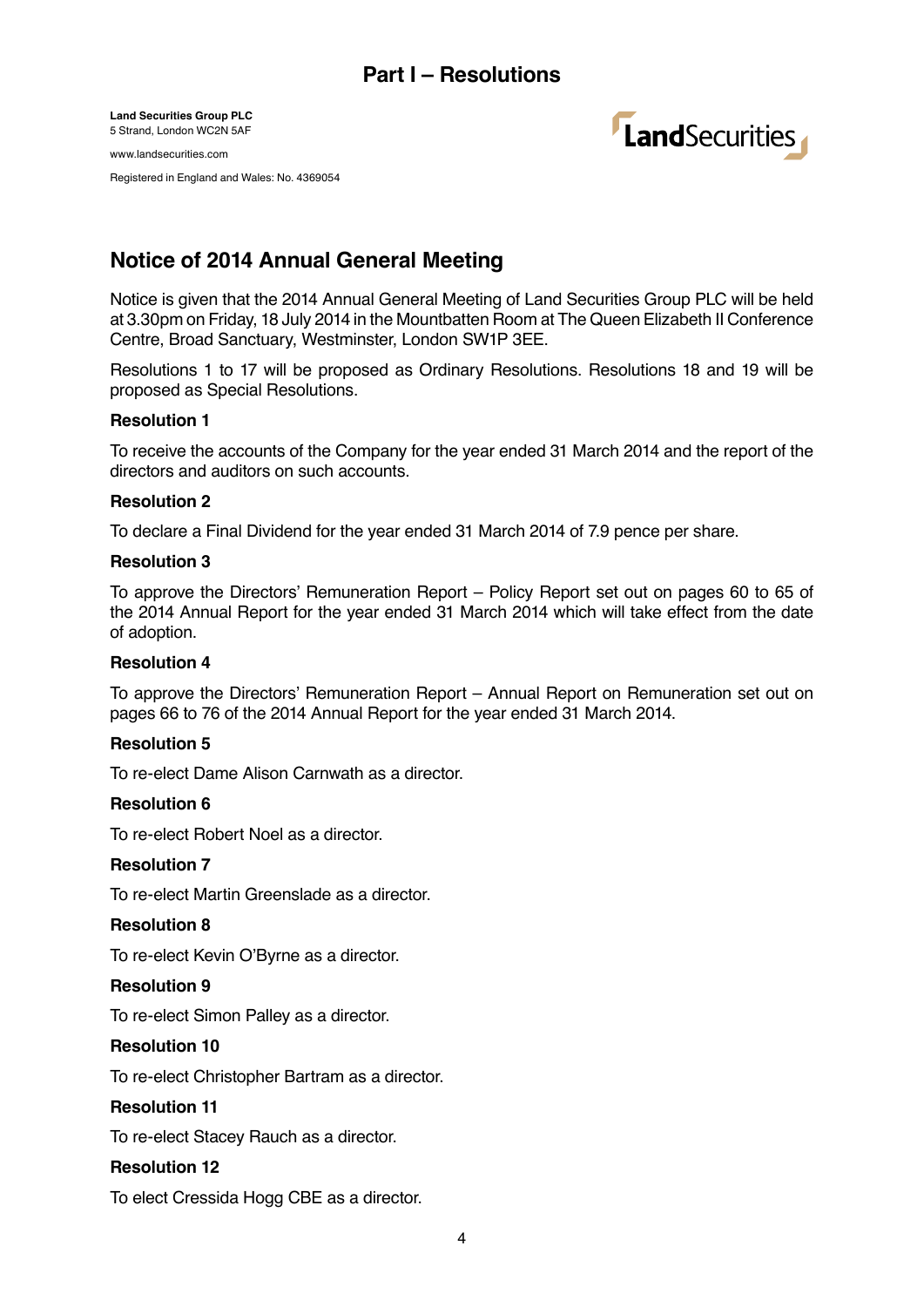# Part I – Resolutions

**Land Securities Group PLC**
5 Strand, London WC2N 5AF

www.landsecurities.com

Registered in England and Wales: No. 4369054

## Notice of 2014 Annual General Meeting

Notice is given that the 2014 Annual General Meeting of Land Securities Group PLC will be held at 3.30pm on Friday, 18 July 2014 in the Mountbatten Room at The Queen Elizabeth II Conference Centre, Broad Sanctuary, Westminster, London SW1P 3EE.

Resolutions 1 to 17 will be proposed as Ordinary Resolutions. Resolutions 18 and 19 will be proposed as Special Resolutions.

**Resolution 1**

To receive the accounts of the Company for the year ended 31 March 2014 and the report of the directors and auditors on such accounts.

**Resolution 2**

To declare a Final Dividend for the year ended 31 March 2014 of 7.9 pence per share.

**Resolution 3**

To approve the Directors' Remuneration Report – Policy Report set out on pages 60 to 65 of the 2014 Annual Report for the year ended 31 March 2014 which will take effect from the date of adoption.

**Resolution 4**

To approve the Directors' Remuneration Report – Annual Report on Remuneration set out on pages 66 to 76 of the 2014 Annual Report for the year ended 31 March 2014.

**Resolution 5**

To re-elect Dame Alison Carnwath as a director.

**Resolution 6**

To re-elect Robert Noel as a director.

**Resolution 7**

To re-elect Martin Greenslade as a director.

**Resolution 8**

To re-elect Kevin O'Byrne as a director.

**Resolution 9**

To re-elect Simon Palley as a director.

**Resolution 10**

To re-elect Christopher Bartram as a director.

**Resolution 11**

To re-elect Stacey Rauch as a director.

**Resolution 12**

To elect Cressida Hogg CBE as a director.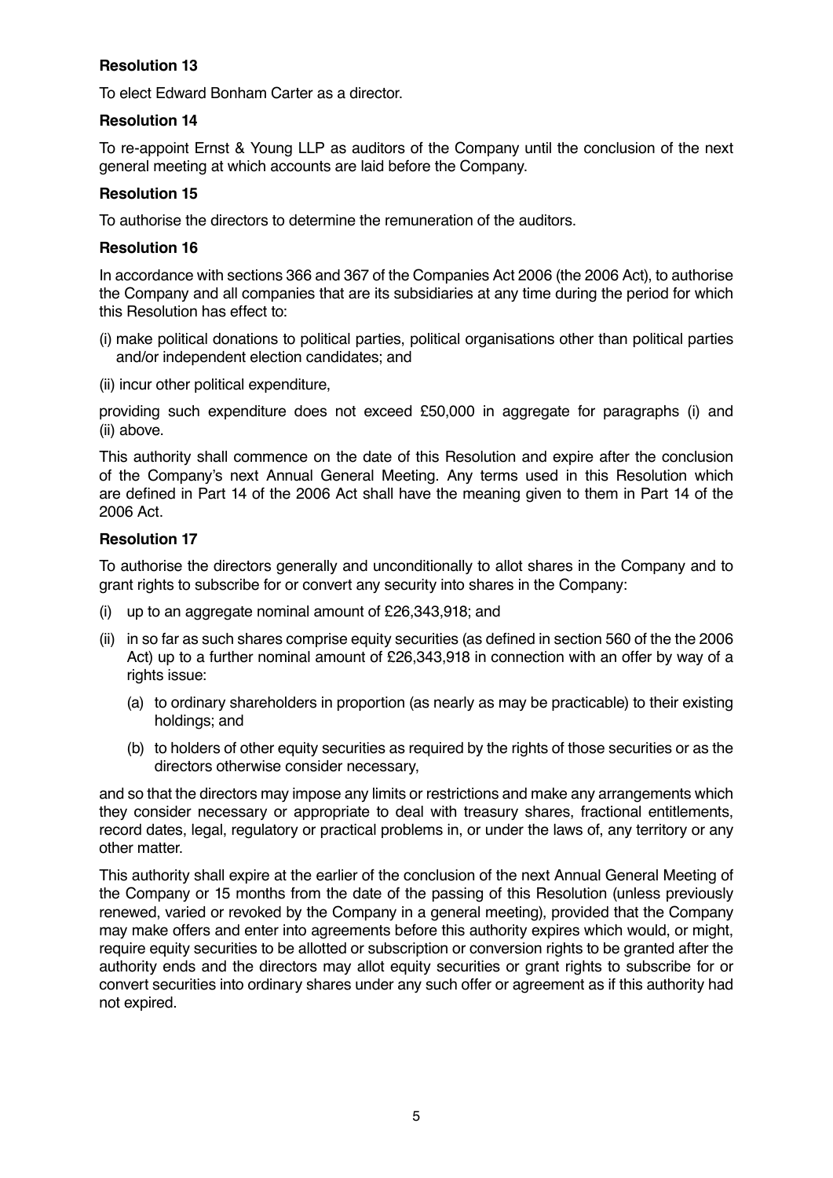**Resolution 13**

To elect Edward Bonham Carter as a director.

**Resolution 14**

To re-appoint Ernst & Young LLP as auditors of the Company until the conclusion of the next general meeting at which accounts are laid before the Company.

**Resolution 15**

To authorise the directors to determine the remuneration of the auditors.

**Resolution 16**

In accordance with sections 366 and 367 of the Companies Act 2006 (the 2006 Act), to authorise the Company and all companies that are its subsidiaries at any time during the period for which this Resolution has effect to:

(i) make political donations to political parties, political organisations other than political parties and/or independent election candidates; and

(ii) incur other political expenditure,

providing such expenditure does not exceed £50,000 in aggregate for paragraphs (i) and (ii) above.

This authority shall commence on the date of this Resolution and expire after the conclusion of the Company's next Annual General Meeting. Any terms used in this Resolution which are defined in Part 14 of the 2006 Act shall have the meaning given to them in Part 14 of the 2006 Act.

**Resolution 17**

To authorise the directors generally and unconditionally to allot shares in the Company and to grant rights to subscribe for or convert any security into shares in the Company:

(i) up to an aggregate nominal amount of £26,343,918; and

(ii) in so far as such shares comprise equity securities (as defined in section 560 of the the 2006 Act) up to a further nominal amount of £26,343,918 in connection with an offer by way of a rights issue:

  (a) to ordinary shareholders in proportion (as nearly as may be practicable) to their existing holdings; and

  (b) to holders of other equity securities as required by the rights of those securities or as the directors otherwise consider necessary,

and so that the directors may impose any limits or restrictions and make any arrangements which they consider necessary or appropriate to deal with treasury shares, fractional entitlements, record dates, legal, regulatory or practical problems in, or under the laws of, any territory or any other matter.

This authority shall expire at the earlier of the conclusion of the next Annual General Meeting of the Company or 15 months from the date of the passing of this Resolution (unless previously renewed, varied or revoked by the Company in a general meeting), provided that the Company may make offers and enter into agreements before this authority expires which would, or might, require equity securities to be allotted or subscription or conversion rights to be granted after the authority ends and the directors may allot equity securities or grant rights to subscribe for or convert securities into ordinary shares under any such offer or agreement as if this authority had not expired.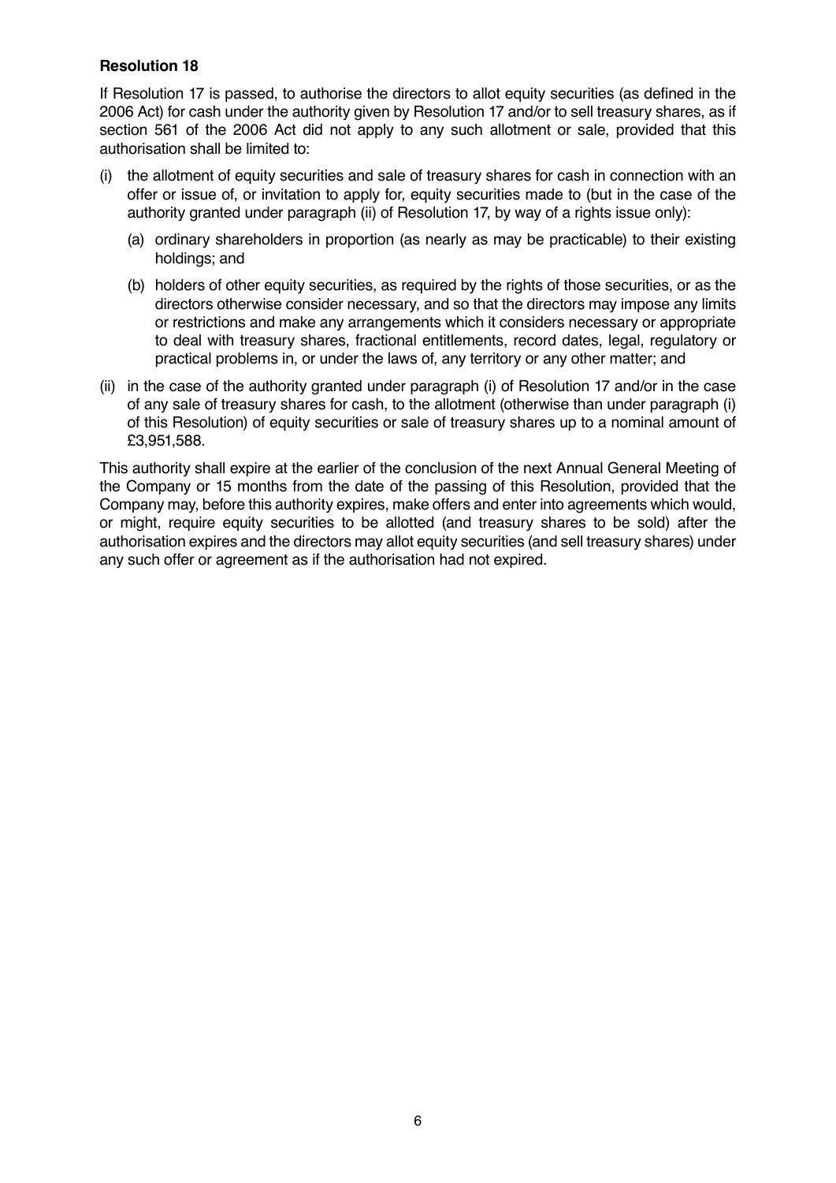**Resolution 18**

If Resolution 17 is passed, to authorise the directors to allot equity securities (as defined in the 2006 Act) for cash under the authority given by Resolution 17 and/or to sell treasury shares, as if section 561 of the 2006 Act did not apply to any such allotment or sale, provided that this authorisation shall be limited to:

(i) the allotment of equity securities and sale of treasury shares for cash in connection with an offer or issue of, or invitation to apply for, equity securities made to (but in the case of the authority granted under paragraph (ii) of Resolution 17, by way of a rights issue only):

   (a) ordinary shareholders in proportion (as nearly as may be practicable) to their existing holdings; and

   (b) holders of other equity securities, as required by the rights of those securities, or as the directors otherwise consider necessary, and so that the directors may impose any limits or restrictions and make any arrangements which it considers necessary or appropriate to deal with treasury shares, fractional entitlements, record dates, legal, regulatory or practical problems in, or under the laws of, any territory or any other matter; and

(ii) in the case of the authority granted under paragraph (i) of Resolution 17 and/or in the case of any sale of treasury shares for cash, to the allotment (otherwise than under paragraph (i) of this Resolution) of equity securities or sale of treasury shares up to a nominal amount of £3,951,588.

This authority shall expire at the earlier of the conclusion of the next Annual General Meeting of the Company or 15 months from the date of the passing of this Resolution, provided that the Company may, before this authority expires, make offers and enter into agreements which would, or might, require equity securities to be allotted (and treasury shares to be sold) after the authorisation expires and the directors may allot equity securities (and sell treasury shares) under any such offer or agreement as if the authorisation had not expired.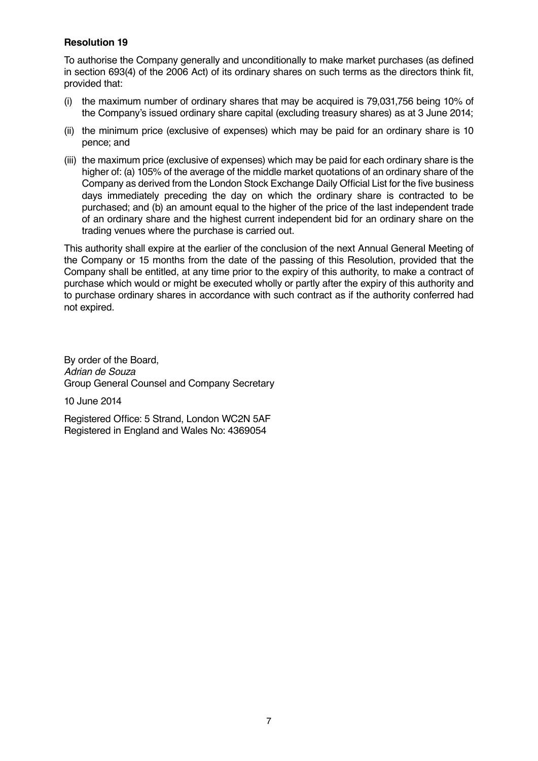**Resolution 19**

To authorise the Company generally and unconditionally to make market purchases (as defined in section 693(4) of the 2006 Act) of its ordinary shares on such terms as the directors think fit, provided that:

(i) the maximum number of ordinary shares that may be acquired is 79,031,756 being 10% of the Company's issued ordinary share capital (excluding treasury shares) as at 3 June 2014;

(ii) the minimum price (exclusive of expenses) which may be paid for an ordinary share is 10 pence; and

(iii) the maximum price (exclusive of expenses) which may be paid for each ordinary share is the higher of: (a) 105% of the average of the middle market quotations of an ordinary share of the Company as derived from the London Stock Exchange Daily Official List for the five business days immediately preceding the day on which the ordinary share is contracted to be purchased; and (b) an amount equal to the higher of the price of the last independent trade of an ordinary share and the highest current independent bid for an ordinary share on the trading venues where the purchase is carried out.

This authority shall expire at the earlier of the conclusion of the next Annual General Meeting of the Company or 15 months from the date of the passing of this Resolution, provided that the Company shall be entitled, at any time prior to the expiry of this authority, to make a contract of purchase which would or might be executed wholly or partly after the expiry of this authority and to purchase ordinary shares in accordance with such contract as if the authority conferred had not expired.

By order of the Board,
*Adrian de Souza*
Group General Counsel and Company Secretary

10 June 2014

Registered Office: 5 Strand, London WC2N 5AF
Registered in England and Wales No: 4369054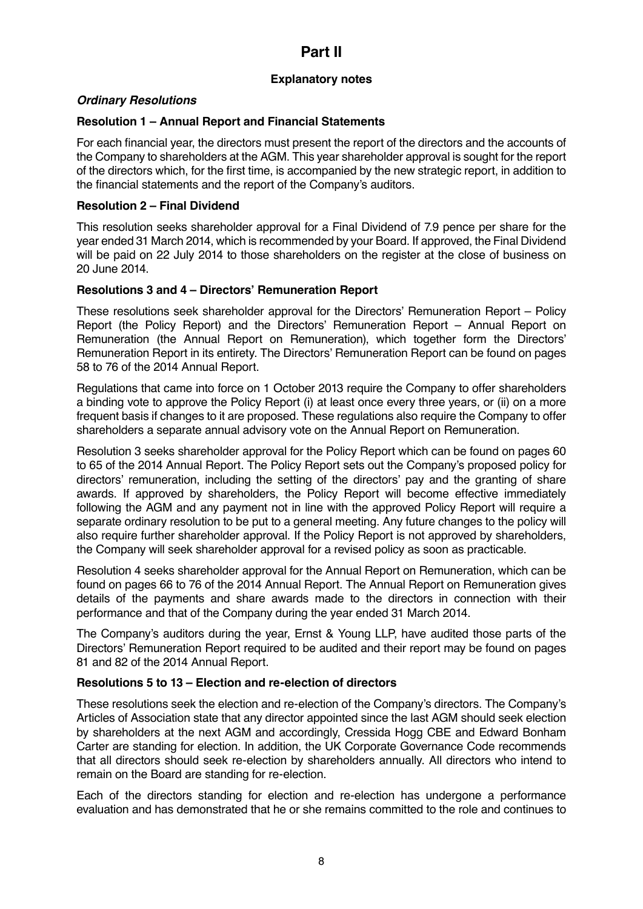# Part II

## Explanatory notes

### *Ordinary Resolutions*

**Resolution 1 – Annual Report and Financial Statements**

For each financial year, the directors must present the report of the directors and the accounts of the Company to shareholders at the AGM. This year shareholder approval is sought for the report of the directors which, for the first time, is accompanied by the new strategic report, in addition to the financial statements and the report of the Company's auditors.

**Resolution 2 – Final Dividend**

This resolution seeks shareholder approval for a Final Dividend of 7.9 pence per share for the year ended 31 March 2014, which is recommended by your Board. If approved, the Final Dividend will be paid on 22 July 2014 to those shareholders on the register at the close of business on 20 June 2014.

**Resolutions 3 and 4 – Directors' Remuneration Report**

These resolutions seek shareholder approval for the Directors' Remuneration Report – Policy Report (the Policy Report) and the Directors' Remuneration Report – Annual Report on Remuneration (the Annual Report on Remuneration), which together form the Directors' Remuneration Report in its entirety. The Directors' Remuneration Report can be found on pages 58 to 76 of the 2014 Annual Report.

Regulations that came into force on 1 October 2013 require the Company to offer shareholders a binding vote to approve the Policy Report (i) at least once every three years, or (ii) on a more frequent basis if changes to it are proposed. These regulations also require the Company to offer shareholders a separate annual advisory vote on the Annual Report on Remuneration.

Resolution 3 seeks shareholder approval for the Policy Report which can be found on pages 60 to 65 of the 2014 Annual Report. The Policy Report sets out the Company's proposed policy for directors' remuneration, including the setting of the directors' pay and the granting of share awards. If approved by shareholders, the Policy Report will become effective immediately following the AGM and any payment not in line with the approved Policy Report will require a separate ordinary resolution to be put to a general meeting. Any future changes to the policy will also require further shareholder approval. If the Policy Report is not approved by shareholders, the Company will seek shareholder approval for a revised policy as soon as practicable.

Resolution 4 seeks shareholder approval for the Annual Report on Remuneration, which can be found on pages 66 to 76 of the 2014 Annual Report. The Annual Report on Remuneration gives details of the payments and share awards made to the directors in connection with their performance and that of the Company during the year ended 31 March 2014.

The Company's auditors during the year, Ernst & Young LLP, have audited those parts of the Directors' Remuneration Report required to be audited and their report may be found on pages 81 and 82 of the 2014 Annual Report.

**Resolutions 5 to 13 – Election and re-election of directors**

These resolutions seek the election and re-election of the Company's directors. The Company's Articles of Association state that any director appointed since the last AGM should seek election by shareholders at the next AGM and accordingly, Cressida Hogg CBE and Edward Bonham Carter are standing for election. In addition, the UK Corporate Governance Code recommends that all directors should seek re-election by shareholders annually. All directors who intend to remain on the Board are standing for re-election.

Each of the directors standing for election and re-election has undergone a performance evaluation and has demonstrated that he or she remains committed to the role and continues to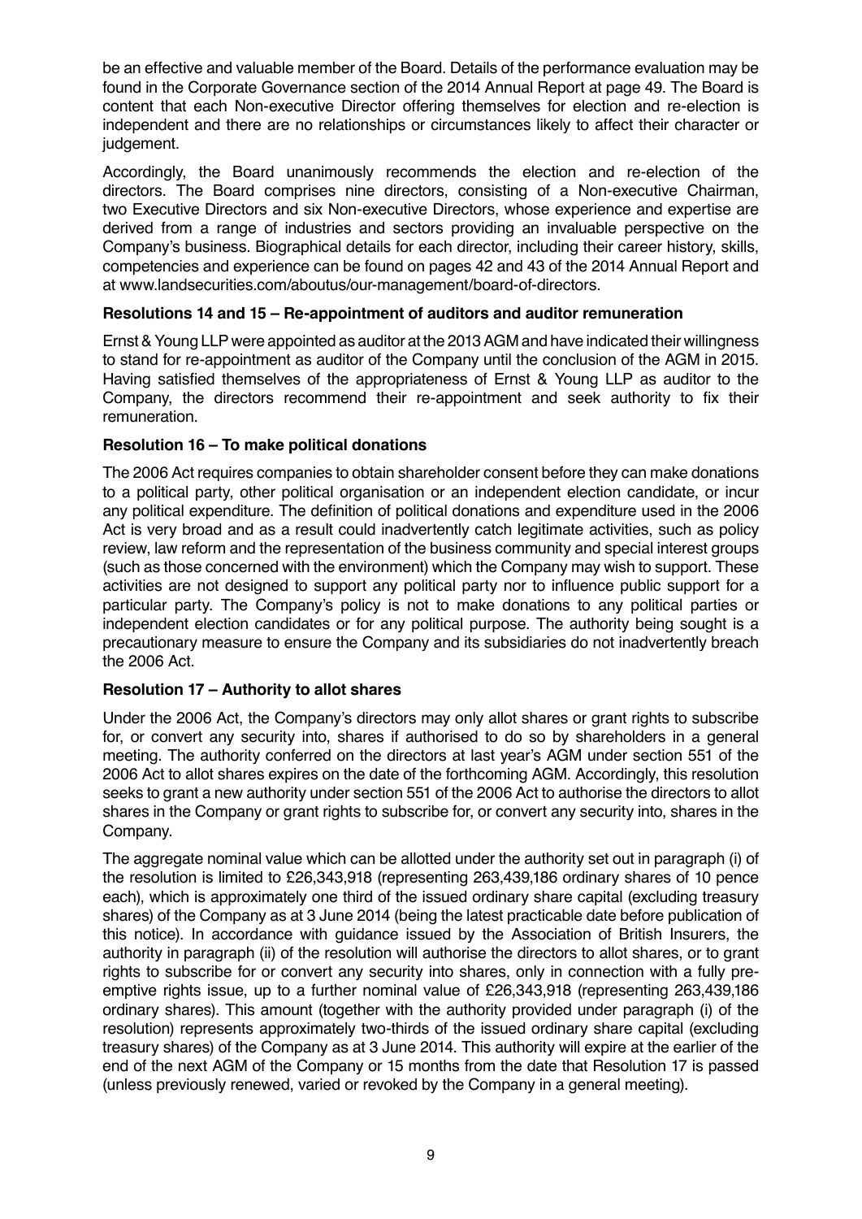be an effective and valuable member of the Board. Details of the performance evaluation may be found in the Corporate Governance section of the 2014 Annual Report at page 49. The Board is content that each Non-executive Director offering themselves for election and re-election is independent and there are no relationships or circumstances likely to affect their character or judgement.

Accordingly, the Board unanimously recommends the election and re-election of the directors. The Board comprises nine directors, consisting of a Non-executive Chairman, two Executive Directors and six Non-executive Directors, whose experience and expertise are derived from a range of industries and sectors providing an invaluable perspective on the Company's business. Biographical details for each director, including their career history, skills, competencies and experience can be found on pages 42 and 43 of the 2014 Annual Report and at www.landsecurities.com/aboutus/our-management/board-of-directors.

**Resolutions 14 and 15 – Re-appointment of auditors and auditor remuneration**

Ernst & Young LLP were appointed as auditor at the 2013 AGM and have indicated their willingness to stand for re-appointment as auditor of the Company until the conclusion of the AGM in 2015. Having satisfied themselves of the appropriateness of Ernst & Young LLP as auditor to the Company, the directors recommend their re-appointment and seek authority to fix their remuneration.

**Resolution 16 – To make political donations**

The 2006 Act requires companies to obtain shareholder consent before they can make donations to a political party, other political organisation or an independent election candidate, or incur any political expenditure. The definition of political donations and expenditure used in the 2006 Act is very broad and as a result could inadvertently catch legitimate activities, such as policy review, law reform and the representation of the business community and special interest groups (such as those concerned with the environment) which the Company may wish to support. These activities are not designed to support any political party nor to influence public support for a particular party. The Company's policy is not to make donations to any political parties or independent election candidates or for any political purpose. The authority being sought is a precautionary measure to ensure the Company and its subsidiaries do not inadvertently breach the 2006 Act.

**Resolution 17 – Authority to allot shares**

Under the 2006 Act, the Company's directors may only allot shares or grant rights to subscribe for, or convert any security into, shares if authorised to do so by shareholders in a general meeting. The authority conferred on the directors at last year's AGM under section 551 of the 2006 Act to allot shares expires on the date of the forthcoming AGM. Accordingly, this resolution seeks to grant a new authority under section 551 of the 2006 Act to authorise the directors to allot shares in the Company or grant rights to subscribe for, or convert any security into, shares in the Company.

The aggregate nominal value which can be allotted under the authority set out in paragraph (i) of the resolution is limited to £26,343,918 (representing 263,439,186 ordinary shares of 10 pence each), which is approximately one third of the issued ordinary share capital (excluding treasury shares) of the Company as at 3 June 2014 (being the latest practicable date before publication of this notice). In accordance with guidance issued by the Association of British Insurers, the authority in paragraph (ii) of the resolution will authorise the directors to allot shares, or to grant rights to subscribe for or convert any security into shares, only in connection with a fully pre-emptive rights issue, up to a further nominal value of £26,343,918 (representing 263,439,186 ordinary shares). This amount (together with the authority provided under paragraph (i) of the resolution) represents approximately two-thirds of the issued ordinary share capital (excluding treasury shares) of the Company as at 3 June 2014. This authority will expire at the earlier of the end of the next AGM of the Company or 15 months from the date that Resolution 17 is passed (unless previously renewed, varied or revoked by the Company in a general meeting).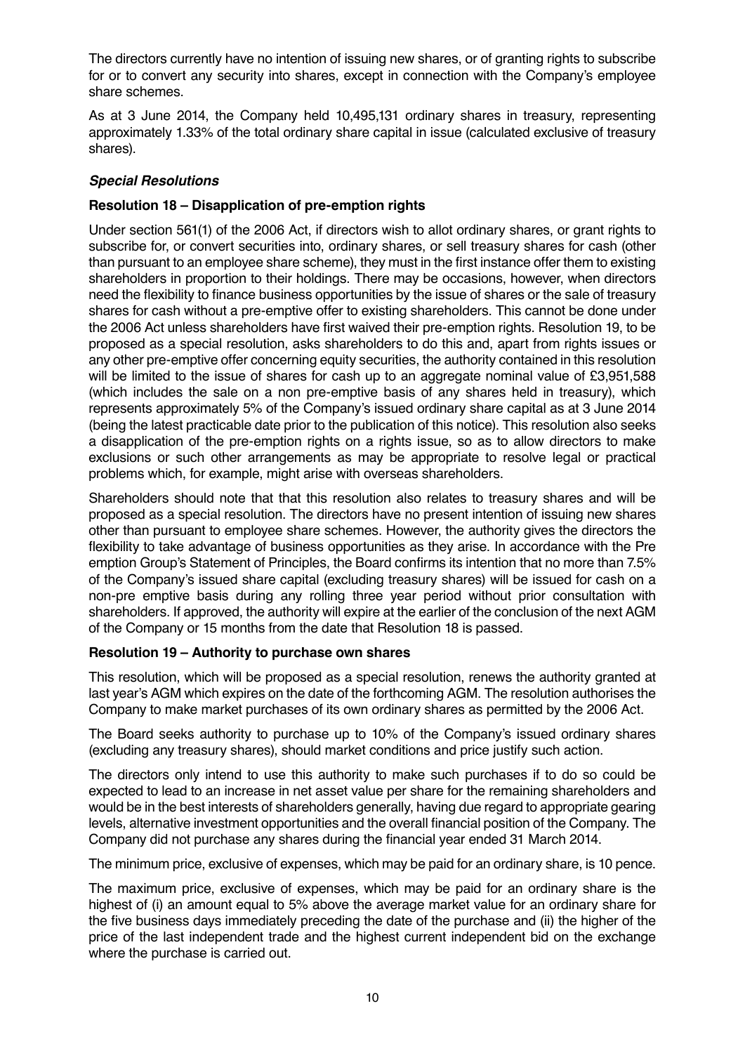The directors currently have no intention of issuing new shares, or of granting rights to subscribe for or to convert any security into shares, except in connection with the Company's employee share schemes.

As at 3 June 2014, the Company held 10,495,131 ordinary shares in treasury, representing approximately 1.33% of the total ordinary share capital in issue (calculated exclusive of treasury shares).

### *Special Resolutions*

**Resolution 18 – Disapplication of pre-emption rights**

Under section 561(1) of the 2006 Act, if directors wish to allot ordinary shares, or grant rights to subscribe for, or convert securities into, ordinary shares, or sell treasury shares for cash (other than pursuant to an employee share scheme), they must in the first instance offer them to existing shareholders in proportion to their holdings. There may be occasions, however, when directors need the flexibility to finance business opportunities by the issue of shares or the sale of treasury shares for cash without a pre-emptive offer to existing shareholders. This cannot be done under the 2006 Act unless shareholders have first waived their pre-emption rights. Resolution 19, to be proposed as a special resolution, asks shareholders to do this and, apart from rights issues or any other pre-emptive offer concerning equity securities, the authority contained in this resolution will be limited to the issue of shares for cash up to an aggregate nominal value of £3,951,588 (which includes the sale on a non pre-emptive basis of any shares held in treasury), which represents approximately 5% of the Company's issued ordinary share capital as at 3 June 2014 (being the latest practicable date prior to the publication of this notice). This resolution also seeks a disapplication of the pre-emption rights on a rights issue, so as to allow directors to make exclusions or such other arrangements as may be appropriate to resolve legal or practical problems which, for example, might arise with overseas shareholders.

Shareholders should note that that this resolution also relates to treasury shares and will be proposed as a special resolution. The directors have no present intention of issuing new shares other than pursuant to employee share schemes. However, the authority gives the directors the flexibility to take advantage of business opportunities as they arise. In accordance with the Pre emption Group's Statement of Principles, the Board confirms its intention that no more than 7.5% of the Company's issued share capital (excluding treasury shares) will be issued for cash on a non-pre emptive basis during any rolling three year period without prior consultation with shareholders. If approved, the authority will expire at the earlier of the conclusion of the next AGM of the Company or 15 months from the date that Resolution 18 is passed.

**Resolution 19 – Authority to purchase own shares**

This resolution, which will be proposed as a special resolution, renews the authority granted at last year's AGM which expires on the date of the forthcoming AGM. The resolution authorises the Company to make market purchases of its own ordinary shares as permitted by the 2006 Act.

The Board seeks authority to purchase up to 10% of the Company's issued ordinary shares (excluding any treasury shares), should market conditions and price justify such action.

The directors only intend to use this authority to make such purchases if to do so could be expected to lead to an increase in net asset value per share for the remaining shareholders and would be in the best interests of shareholders generally, having due regard to appropriate gearing levels, alternative investment opportunities and the overall financial position of the Company. The Company did not purchase any shares during the financial year ended 31 March 2014.

The minimum price, exclusive of expenses, which may be paid for an ordinary share, is 10 pence.

The maximum price, exclusive of expenses, which may be paid for an ordinary share is the highest of (i) an amount equal to 5% above the average market value for an ordinary share for the five business days immediately preceding the date of the purchase and (ii) the higher of the price of the last independent trade and the highest current independent bid on the exchange where the purchase is carried out.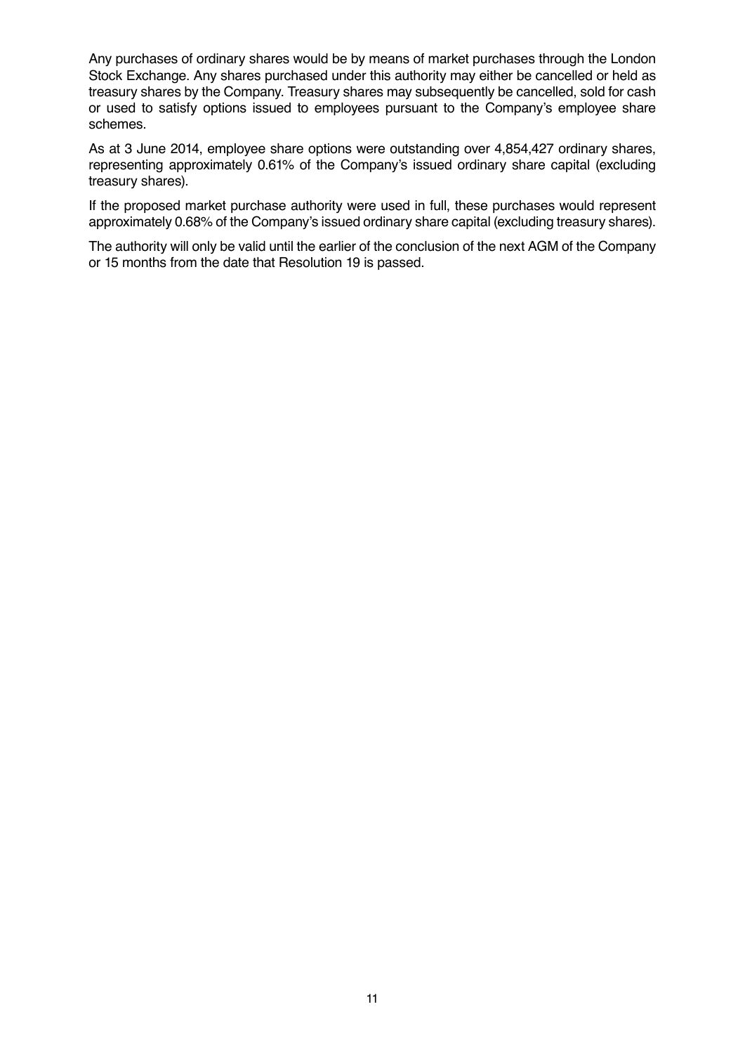Any purchases of ordinary shares would be by means of market purchases through the London Stock Exchange. Any shares purchased under this authority may either be cancelled or held as treasury shares by the Company. Treasury shares may subsequently be cancelled, sold for cash or used to satisfy options issued to employees pursuant to the Company's employee share schemes.

As at 3 June 2014, employee share options were outstanding over 4,854,427 ordinary shares, representing approximately 0.61% of the Company's issued ordinary share capital (excluding treasury shares).

If the proposed market purchase authority were used in full, these purchases would represent approximately 0.68% of the Company's issued ordinary share capital (excluding treasury shares).

The authority will only be valid until the earlier of the conclusion of the next AGM of the Company or 15 months from the date that Resolution 19 is passed.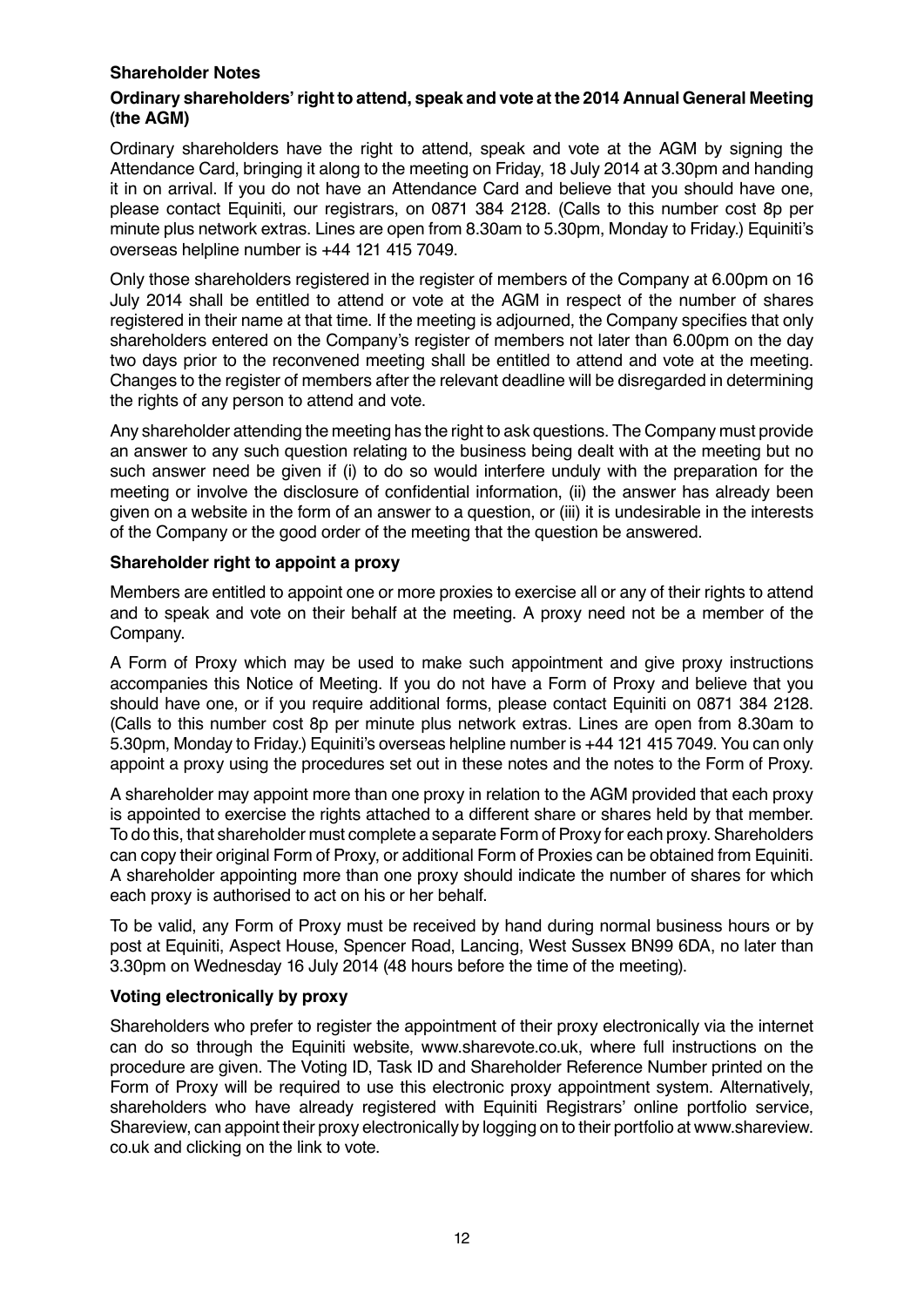## Shareholder Notes

### Ordinary shareholders' right to attend, speak and vote at the 2014 Annual General Meeting (the AGM)

Ordinary shareholders have the right to attend, speak and vote at the AGM by signing the Attendance Card, bringing it along to the meeting on Friday, 18 July 2014 at 3.30pm and handing it in on arrival. If you do not have an Attendance Card and believe that you should have one, please contact Equiniti, our registrars, on 0871 384 2128. (Calls to this number cost 8p per minute plus network extras. Lines are open from 8.30am to 5.30pm, Monday to Friday.) Equiniti's overseas helpline number is +44 121 415 7049.

Only those shareholders registered in the register of members of the Company at 6.00pm on 16 July 2014 shall be entitled to attend or vote at the AGM in respect of the number of shares registered in their name at that time. If the meeting is adjourned, the Company specifies that only shareholders entered on the Company's register of members not later than 6.00pm on the day two days prior to the reconvened meeting shall be entitled to attend and vote at the meeting. Changes to the register of members after the relevant deadline will be disregarded in determining the rights of any person to attend and vote.

Any shareholder attending the meeting has the right to ask questions. The Company must provide an answer to any such question relating to the business being dealt with at the meeting but no such answer need be given if (i) to do so would interfere unduly with the preparation for the meeting or involve the disclosure of confidential information, (ii) the answer has already been given on a website in the form of an answer to a question, or (iii) it is undesirable in the interests of the Company or the good order of the meeting that the question be answered.

### Shareholder right to appoint a proxy

Members are entitled to appoint one or more proxies to exercise all or any of their rights to attend and to speak and vote on their behalf at the meeting. A proxy need not be a member of the Company.

A Form of Proxy which may be used to make such appointment and give proxy instructions accompanies this Notice of Meeting. If you do not have a Form of Proxy and believe that you should have one, or if you require additional forms, please contact Equiniti on 0871 384 2128. (Calls to this number cost 8p per minute plus network extras. Lines are open from 8.30am to 5.30pm, Monday to Friday.) Equiniti's overseas helpline number is +44 121 415 7049. You can only appoint a proxy using the procedures set out in these notes and the notes to the Form of Proxy.

A shareholder may appoint more than one proxy in relation to the AGM provided that each proxy is appointed to exercise the rights attached to a different share or shares held by that member. To do this, that shareholder must complete a separate Form of Proxy for each proxy. Shareholders can copy their original Form of Proxy, or additional Form of Proxies can be obtained from Equiniti. A shareholder appointing more than one proxy should indicate the number of shares for which each proxy is authorised to act on his or her behalf.

To be valid, any Form of Proxy must be received by hand during normal business hours or by post at Equiniti, Aspect House, Spencer Road, Lancing, West Sussex BN99 6DA, no later than 3.30pm on Wednesday 16 July 2014 (48 hours before the time of the meeting).

### Voting electronically by proxy

Shareholders who prefer to register the appointment of their proxy electronically via the internet can do so through the Equiniti website, www.sharevote.co.uk, where full instructions on the procedure are given. The Voting ID, Task ID and Shareholder Reference Number printed on the Form of Proxy will be required to use this electronic proxy appointment system. Alternatively, shareholders who have already registered with Equiniti Registrars' online portfolio service, Shareview, can appoint their proxy electronically by logging on to their portfolio at www.shareview.co.uk and clicking on the link to vote.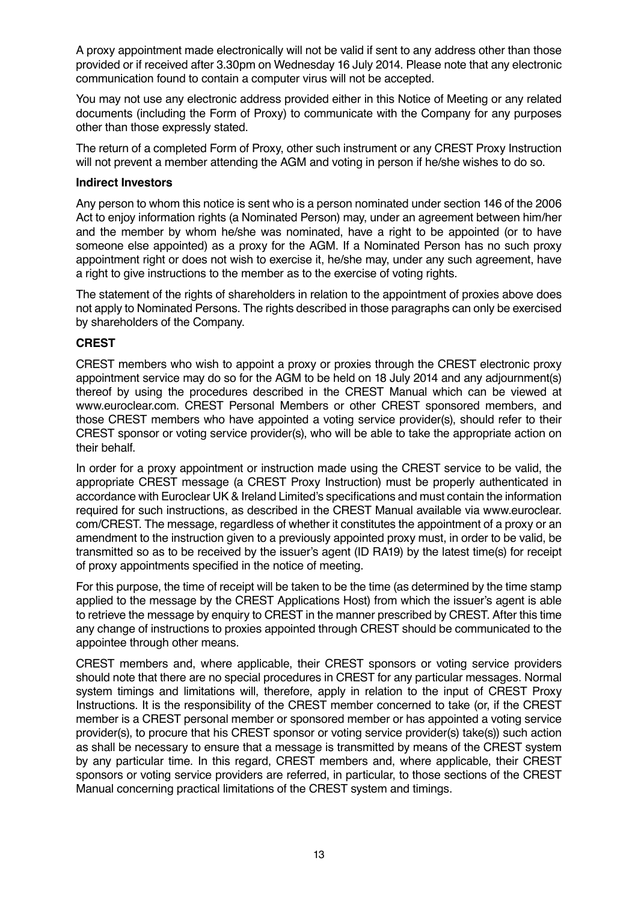A proxy appointment made electronically will not be valid if sent to any address other than those provided or if received after 3.30pm on Wednesday 16 July 2014. Please note that any electronic communication found to contain a computer virus will not be accepted.

You may not use any electronic address provided either in this Notice of Meeting or any related documents (including the Form of Proxy) to communicate with the Company for any purposes other than those expressly stated.

The return of a completed Form of Proxy, other such instrument or any CREST Proxy Instruction will not prevent a member attending the AGM and voting in person if he/she wishes to do so.

**Indirect Investors**

Any person to whom this notice is sent who is a person nominated under section 146 of the 2006 Act to enjoy information rights (a Nominated Person) may, under an agreement between him/her and the member by whom he/she was nominated, have a right to be appointed (or to have someone else appointed) as a proxy for the AGM. If a Nominated Person has no such proxy appointment right or does not wish to exercise it, he/she may, under any such agreement, have a right to give instructions to the member as to the exercise of voting rights.

The statement of the rights of shareholders in relation to the appointment of proxies above does not apply to Nominated Persons. The rights described in those paragraphs can only be exercised by shareholders of the Company.

**CREST**

CREST members who wish to appoint a proxy or proxies through the CREST electronic proxy appointment service may do so for the AGM to be held on 18 July 2014 and any adjournment(s) thereof by using the procedures described in the CREST Manual which can be viewed at www.euroclear.com. CREST Personal Members or other CREST sponsored members, and those CREST members who have appointed a voting service provider(s), should refer to their CREST sponsor or voting service provider(s), who will be able to take the appropriate action on their behalf.

In order for a proxy appointment or instruction made using the CREST service to be valid, the appropriate CREST message (a CREST Proxy Instruction) must be properly authenticated in accordance with Euroclear UK & Ireland Limited's specifications and must contain the information required for such instructions, as described in the CREST Manual available via www.euroclear.com/CREST. The message, regardless of whether it constitutes the appointment of a proxy or an amendment to the instruction given to a previously appointed proxy must, in order to be valid, be transmitted so as to be received by the issuer's agent (ID RA19) by the latest time(s) for receipt of proxy appointments specified in the notice of meeting.

For this purpose, the time of receipt will be taken to be the time (as determined by the time stamp applied to the message by the CREST Applications Host) from which the issuer's agent is able to retrieve the message by enquiry to CREST in the manner prescribed by CREST. After this time any change of instructions to proxies appointed through CREST should be communicated to the appointee through other means.

CREST members and, where applicable, their CREST sponsors or voting service providers should note that there are no special procedures in CREST for any particular messages. Normal system timings and limitations will, therefore, apply in relation to the input of CREST Proxy Instructions. It is the responsibility of the CREST member concerned to take (or, if the CREST member is a CREST personal member or sponsored member or has appointed a voting service provider(s), to procure that his CREST sponsor or voting service provider(s) take(s)) such action as shall be necessary to ensure that a message is transmitted by means of the CREST system by any particular time. In this regard, CREST members and, where applicable, their CREST sponsors or voting service providers are referred, in particular, to those sections of the CREST Manual concerning practical limitations of the CREST system and timings.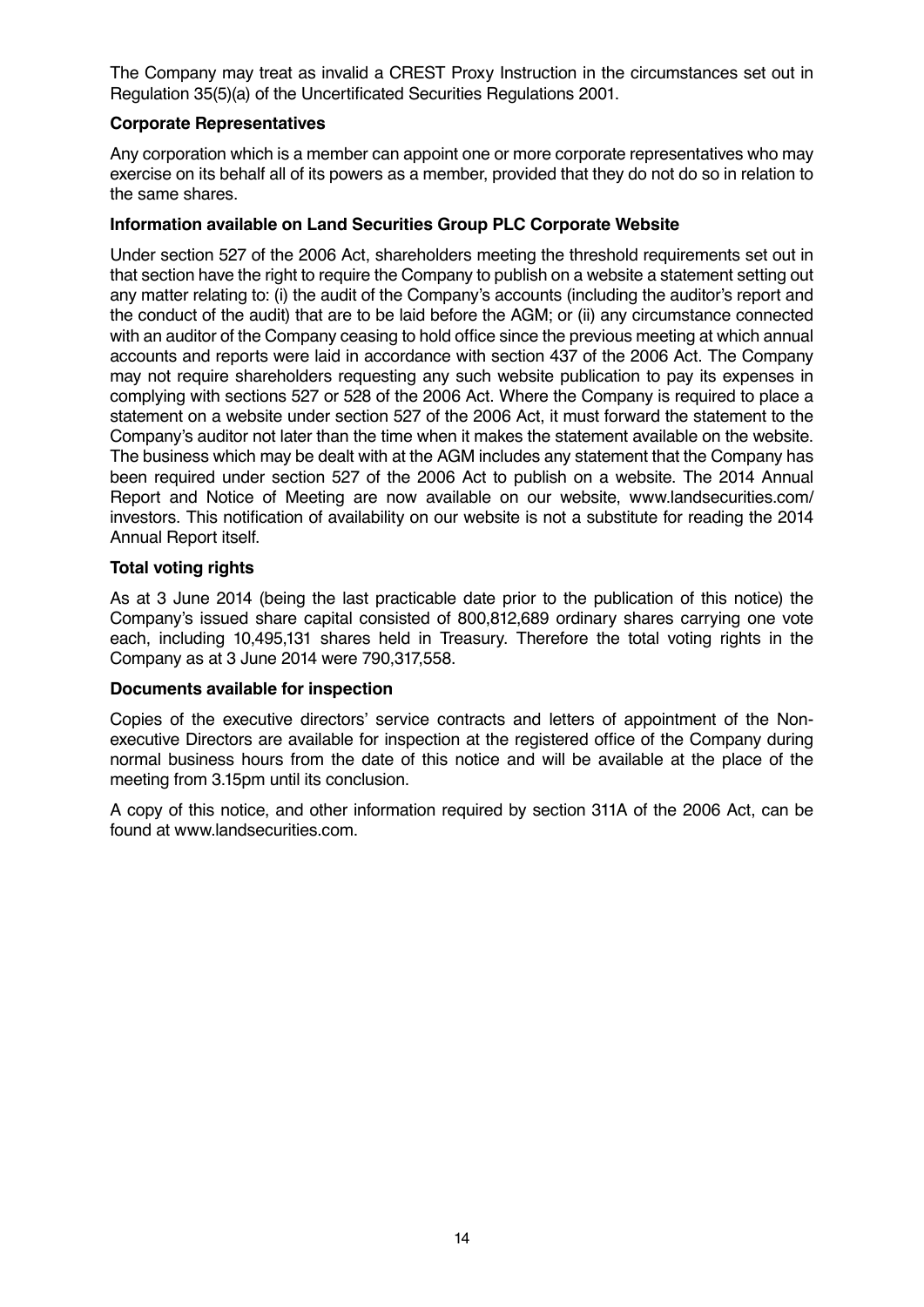The Company may treat as invalid a CREST Proxy Instruction in the circumstances set out in Regulation 35(5)(a) of the Uncertificated Securities Regulations 2001.

**Corporate Representatives**

Any corporation which is a member can appoint one or more corporate representatives who may exercise on its behalf all of its powers as a member, provided that they do not do so in relation to the same shares.

**Information available on Land Securities Group PLC Corporate Website**

Under section 527 of the 2006 Act, shareholders meeting the threshold requirements set out in that section have the right to require the Company to publish on a website a statement setting out any matter relating to: (i) the audit of the Company's accounts (including the auditor's report and the conduct of the audit) that are to be laid before the AGM; or (ii) any circumstance connected with an auditor of the Company ceasing to hold office since the previous meeting at which annual accounts and reports were laid in accordance with section 437 of the 2006 Act. The Company may not require shareholders requesting any such website publication to pay its expenses in complying with sections 527 or 528 of the 2006 Act. Where the Company is required to place a statement on a website under section 527 of the 2006 Act, it must forward the statement to the Company's auditor not later than the time when it makes the statement available on the website. The business which may be dealt with at the AGM includes any statement that the Company has been required under section 527 of the 2006 Act to publish on a website. The 2014 Annual Report and Notice of Meeting are now available on our website, www.landsecurities.com/investors. This notification of availability on our website is not a substitute for reading the 2014 Annual Report itself.

**Total voting rights**

As at 3 June 2014 (being the last practicable date prior to the publication of this notice) the Company's issued share capital consisted of 800,812,689 ordinary shares carrying one vote each, including 10,495,131 shares held in Treasury. Therefore the total voting rights in the Company as at 3 June 2014 were 790,317,558.

**Documents available for inspection**

Copies of the executive directors' service contracts and letters of appointment of the Non-executive Directors are available for inspection at the registered office of the Company during normal business hours from the date of this notice and will be available at the place of the meeting from 3.15pm until its conclusion.

A copy of this notice, and other information required by section 311A of the 2006 Act, can be found at www.landsecurities.com.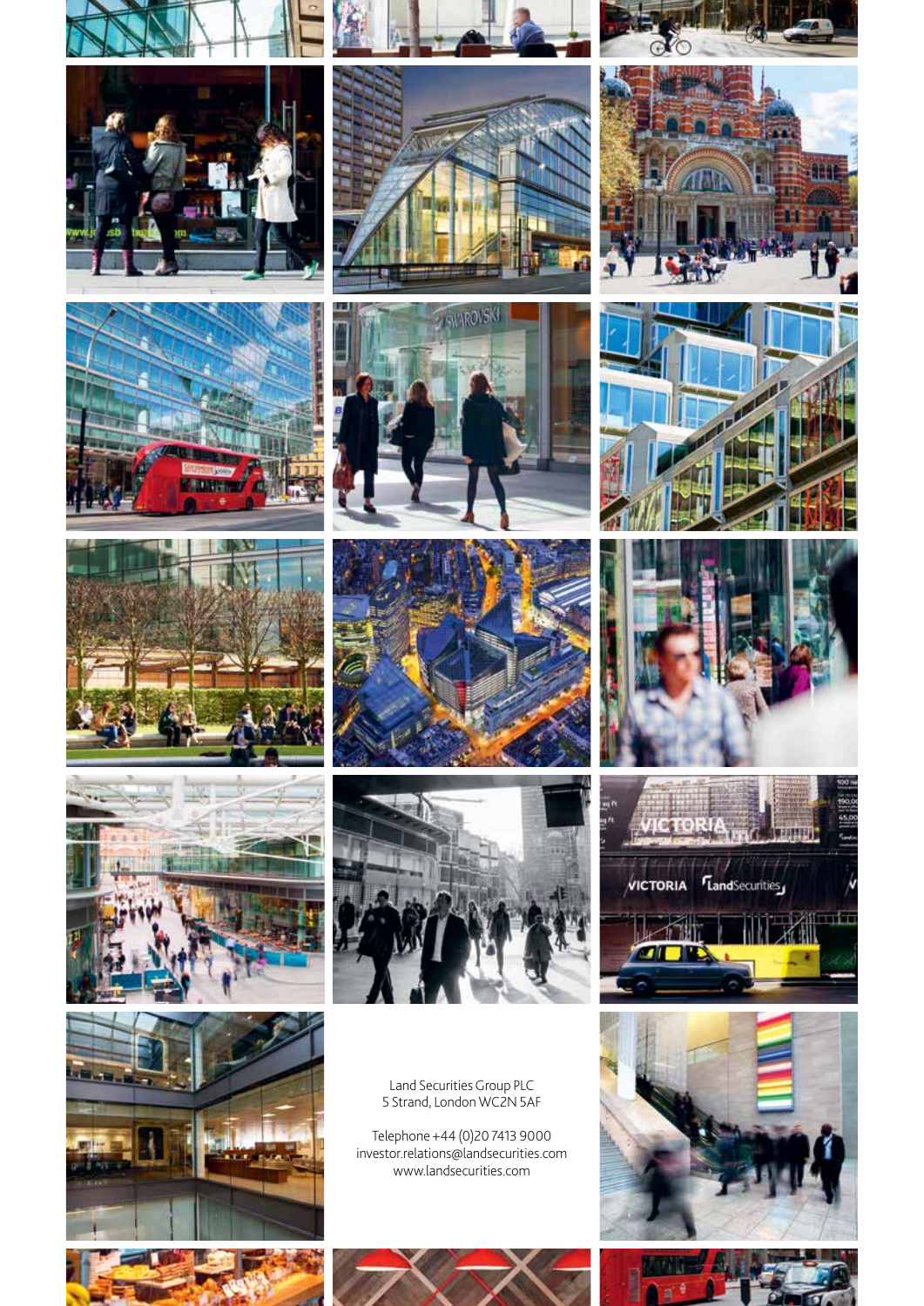Land Securities Group PLC
5 Strand, London WC2N 5AF

Telephone +44 (0)20 7413 9000
investor.relations@landsecurities.com
www.landsecurities.com